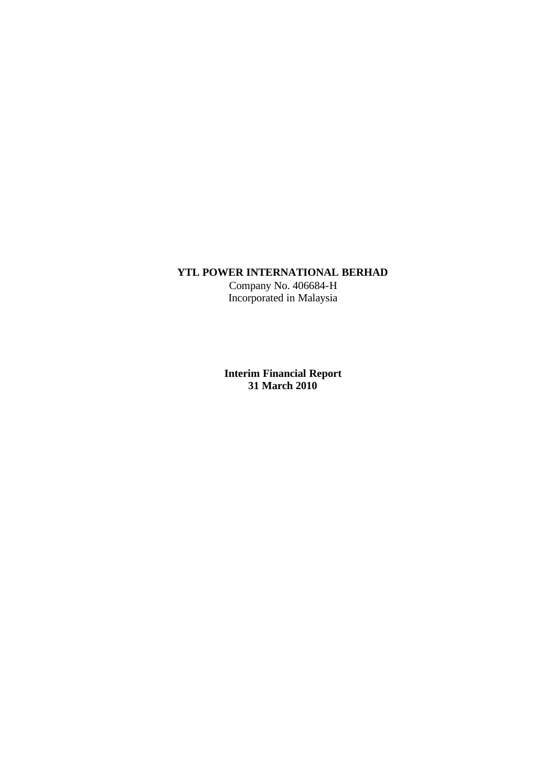**YTL POWER INTERNATIONAL BERHAD**
Company No. 406684-H
Incorporated in Malaysia

**Interim Financial Report**
**31 March 2010**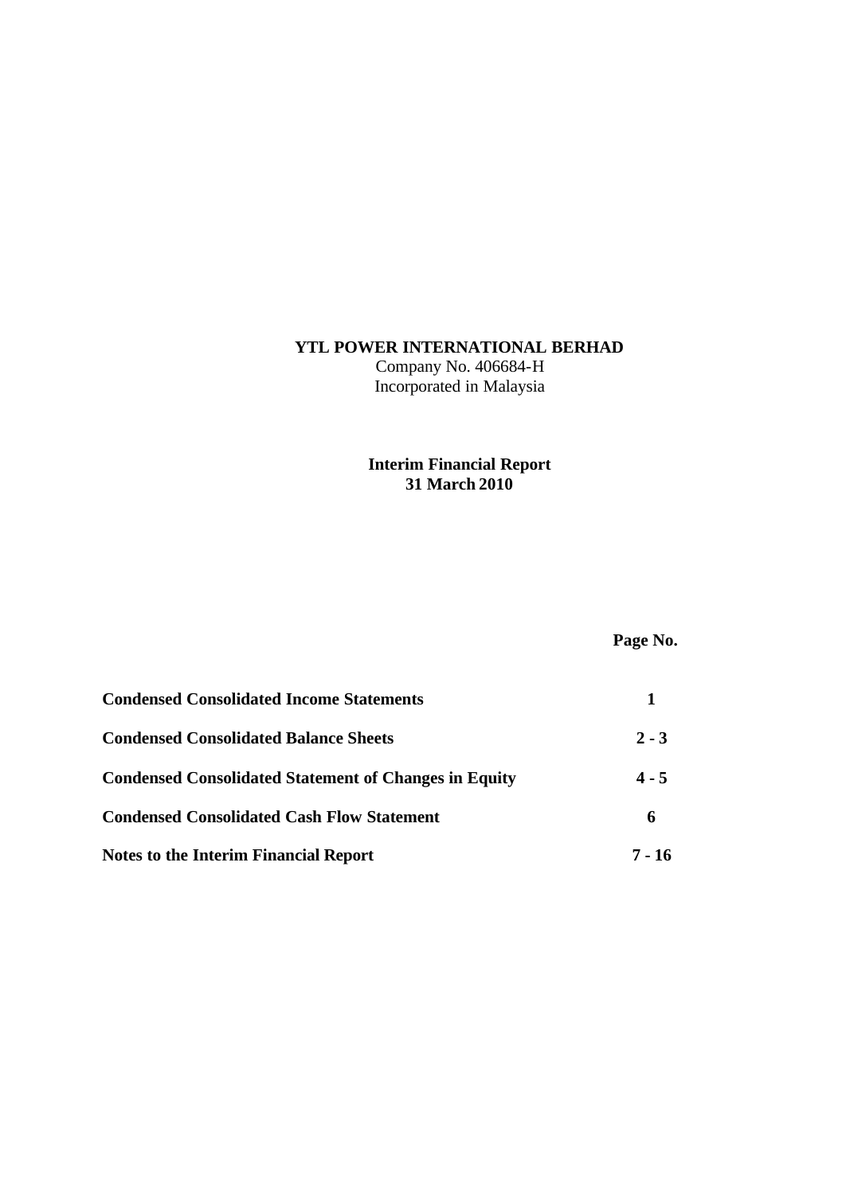**YTL POWER INTERNATIONAL BERHAD**
Company No. 406684-H
Incorporated in Malaysia

**Interim Financial Report**
**31 March 2010**

| | **Page No.** |
|---|---|
| **Condensed Consolidated Income Statements** | **1** |
| **Condensed Consolidated Balance Sheets** | **2 - 3** |
| **Condensed Consolidated Statement of Changes in Equity** | **4 - 5** |
| **Condensed Consolidated Cash Flow Statement** | **6** |
| **Notes to the Interim Financial Report** | **7 - 16** |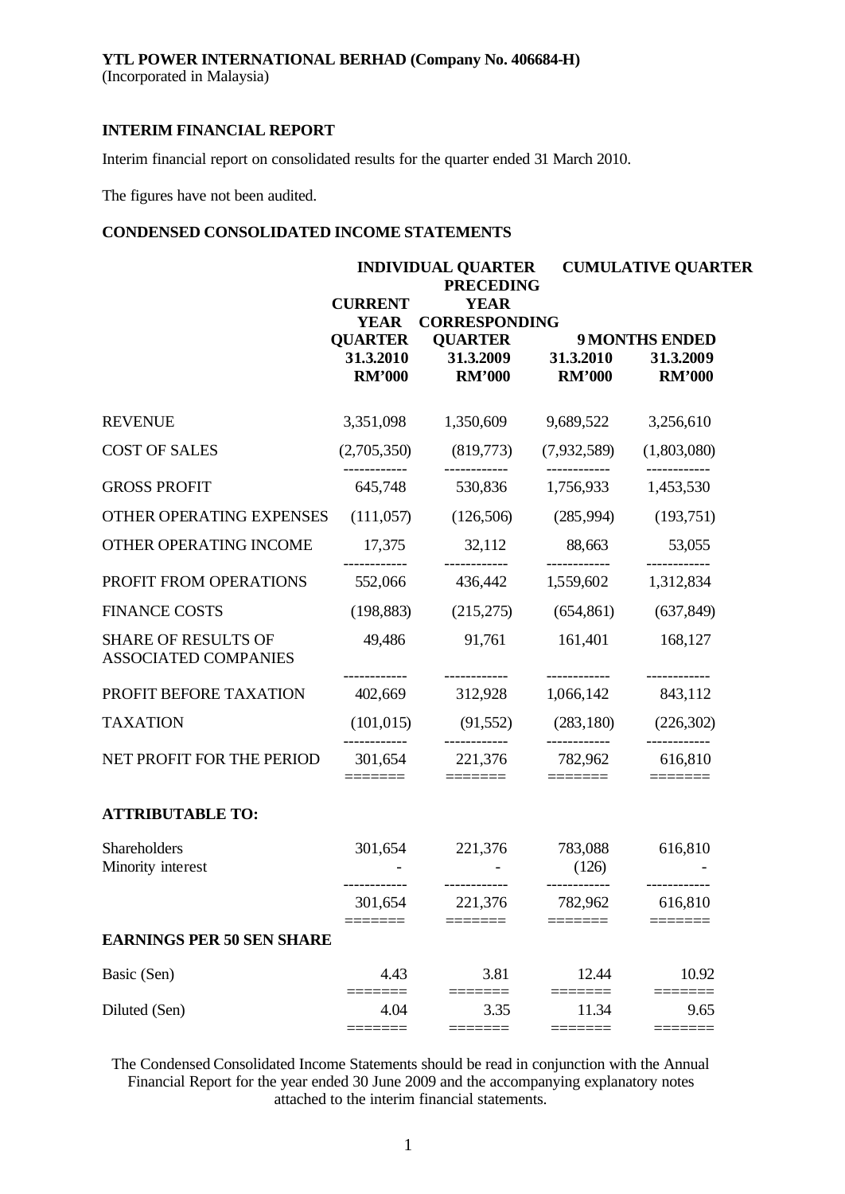**YTL POWER INTERNATIONAL BERHAD (Company No. 406684-H)**
(Incorporated in Malaysia)

## INTERIM FINANCIAL REPORT

Interim financial report on consolidated results for the quarter ended 31 March 2010.

The figures have not been audited.

## CONDENSED CONSOLIDATED INCOME STATEMENTS

| | INDIVIDUAL QUARTER | | CUMULATIVE QUARTER | |
|---|---|---|---|---|
| | CURRENT YEAR QUARTER | PRECEDING YEAR CORRESPONDING QUARTER | 9 MONTHS ENDED | |
| | 31.3.2010 | 31.3.2009 | 31.3.2010 | 31.3.2009 |
| | RM'000 | RM'000 | RM'000 | RM'000 |
| REVENUE | 3,351,098 | 1,350,609 | 9,689,522 | 3,256,610 |
| COST OF SALES | (2,705,350) | (819,773) | (7,932,589) | (1,803,080) |
| GROSS PROFIT | 645,748 | 530,836 | 1,756,933 | 1,453,530 |
| OTHER OPERATING EXPENSES | (111,057) | (126,506) | (285,994) | (193,751) |
| OTHER OPERATING INCOME | 17,375 | 32,112 | 88,663 | 53,055 |
| PROFIT FROM OPERATIONS | 552,066 | 436,442 | 1,559,602 | 1,312,834 |
| FINANCE COSTS | (198,883) | (215,275) | (654,861) | (637,849) |
| SHARE OF RESULTS OF ASSOCIATED COMPANIES | 49,486 | 91,761 | 161,401 | 168,127 |
| PROFIT BEFORE TAXATION | 402,669 | 312,928 | 1,066,142 | 843,112 |
| TAXATION | (101,015) | (91,552) | (283,180) | (226,302) |
| NET PROFIT FOR THE PERIOD | 301,654 | 221,376 | 782,962 | 616,810 |
| **ATTRIBUTABLE TO:** | | | | |
| Shareholders | 301,654 | 221,376 | 783,088 | 616,810 |
| Minority interest | - | - | (126) | - |
| | 301,654 | 221,376 | 782,962 | 616,810 |
| **EARNINGS PER 50 SEN SHARE** | | | | |
| Basic (Sen) | 4.43 | 3.81 | 12.44 | 10.92 |
| Diluted (Sen) | 4.04 | 3.35 | 11.34 | 9.65 |

The Condensed Consolidated Income Statements should be read in conjunction with the Annual Financial Report for the year ended 30 June 2009 and the accompanying explanatory notes attached to the interim financial statements.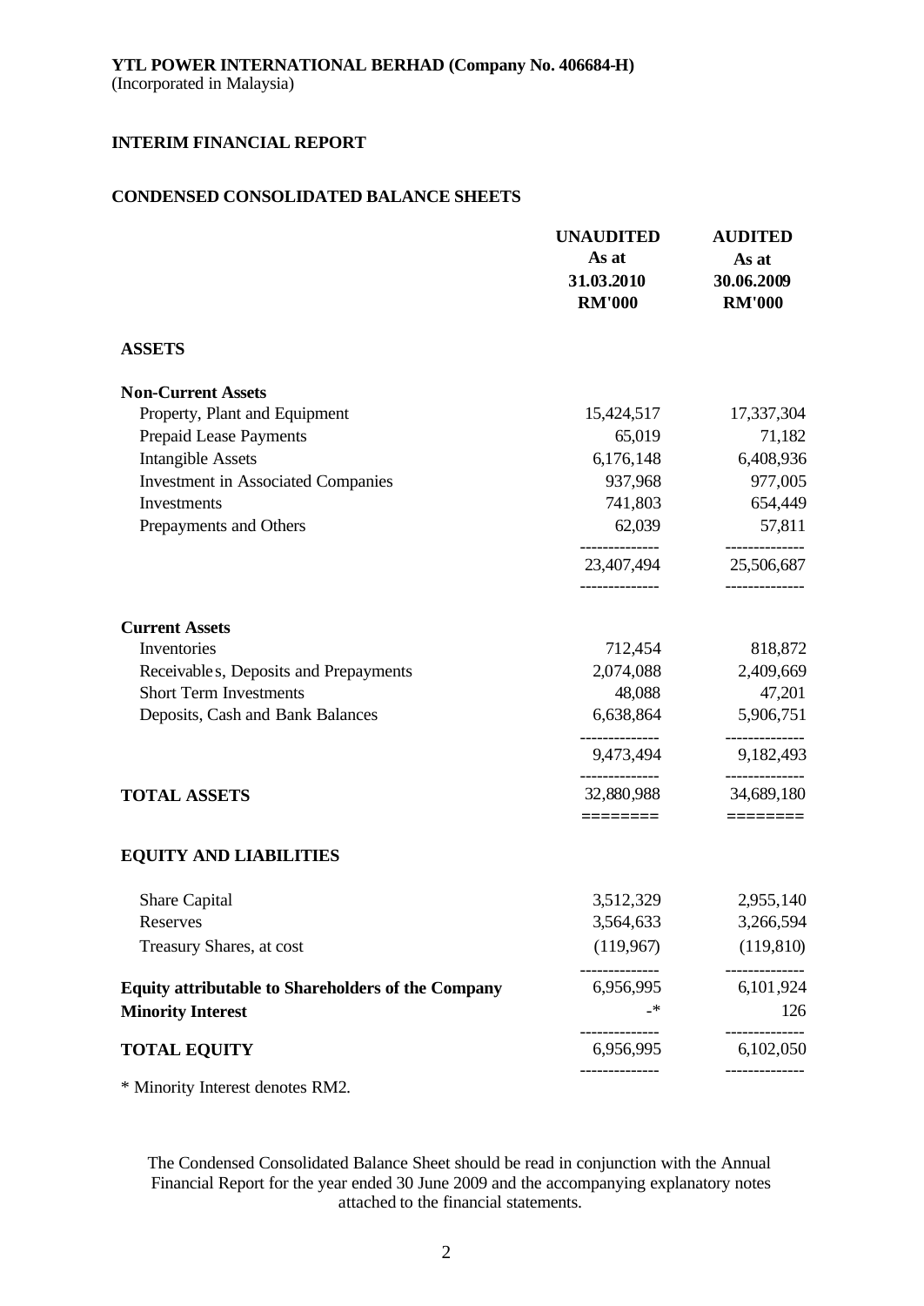**YTL POWER INTERNATIONAL BERHAD (Company No. 406684-H)**
(Incorporated in Malaysia)

**INTERIM FINANCIAL REPORT**

**CONDENSED CONSOLIDATED BALANCE SHEETS**

| | UNAUDITED As at 31.03.2010 RM'000 | AUDITED As at 30.06.2009 RM'000 |
|---|---|---|
| **ASSETS** | | |
| **Non-Current Assets** | | |
| Property, Plant and Equipment | 15,424,517 | 17,337,304 |
| Prepaid Lease Payments | 65,019 | 71,182 |
| Intangible Assets | 6,176,148 | 6,408,936 |
| Investment in Associated Companies | 937,968 | 977,005 |
| Investments | 741,803 | 654,449 |
| Prepayments and Others | 62,039 | 57,811 |
| | 23,407,494 | 25,506,687 |
| **Current Assets** | | |
| Inventories | 712,454 | 818,872 |
| Receivables, Deposits and Prepayments | 2,074,088 | 2,409,669 |
| Short Term Investments | 48,088 | 47,201 |
| Deposits, Cash and Bank Balances | 6,638,864 | 5,906,751 |
| | 9,473,494 | 9,182,493 |
| **TOTAL ASSETS** | 32,880,988 | 34,689,180 |
| **EQUITY AND LIABILITIES** | | |
| Share Capital | 3,512,329 | 2,955,140 |
| Reserves | 3,564,633 | 3,266,594 |
| Treasury Shares, at cost | (119,967) | (119,810) |
| **Equity attributable to Shareholders of the Company** | 6,956,995 | 6,101,924 |
| **Minority Interest** | -* | 126 |
| **TOTAL EQUITY** | 6,956,995 | 6,102,050 |

* Minority Interest denotes RM2.

The Condensed Consolidated Balance Sheet should be read in conjunction with the Annual Financial Report for the year ended 30 June 2009 and the accompanying explanatory notes attached to the financial statements.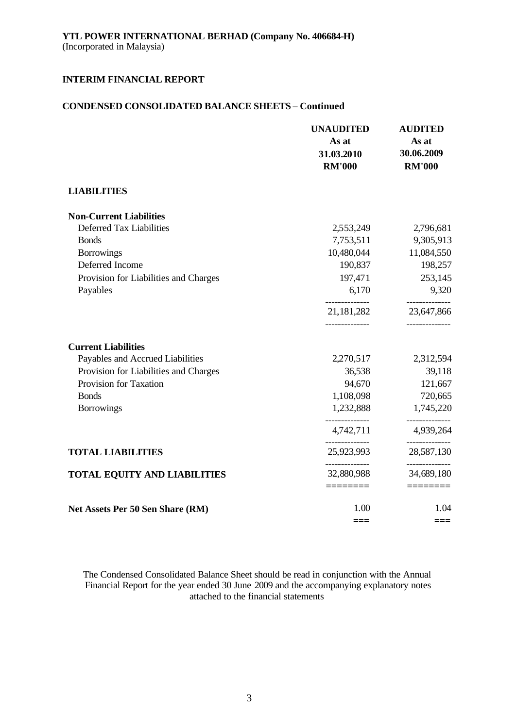**YTL POWER INTERNATIONAL BERHAD (Company No. 406684-H)**
(Incorporated in Malaysia)

## INTERIM FINANCIAL REPORT

### CONDENSED CONSOLIDATED BALANCE SHEETS – Continued

| | UNAUDITED As at 31.03.2010 RM'000 | AUDITED As at 30.06.2009 RM'000 |
|---|---|---|
| **LIABILITIES** | | |
| **Non-Current Liabilities** | | |
| Deferred Tax Liabilities | 2,553,249 | 2,796,681 |
| Bonds | 7,753,511 | 9,305,913 |
| Borrowings | 10,480,044 | 11,084,550 |
| Deferred Income | 190,837 | 198,257 |
| Provision for Liabilities and Charges | 197,471 | 253,145 |
| Payables | 6,170 | 9,320 |
| | 21,181,282 | 23,647,866 |
| **Current Liabilities** | | |
| Payables and Accrued Liabilities | 2,270,517 | 2,312,594 |
| Provision for Liabilities and Charges | 36,538 | 39,118 |
| Provision for Taxation | 94,670 | 121,667 |
| Bonds | 1,108,098 | 720,665 |
| Borrowings | 1,232,888 | 1,745,220 |
| | 4,742,711 | 4,939,264 |
| **TOTAL LIABILITIES** | 25,923,993 | 28,587,130 |
| **TOTAL EQUITY AND LIABILITIES** | 32,880,988 | 34,689,180 |
| **Net Assets Per 50 Sen Share (RM)** | 1.00 | 1.04 |

The Condensed Consolidated Balance Sheet should be read in conjunction with the Annual Financial Report for the year ended 30 June 2009 and the accompanying explanatory notes attached to the financial statements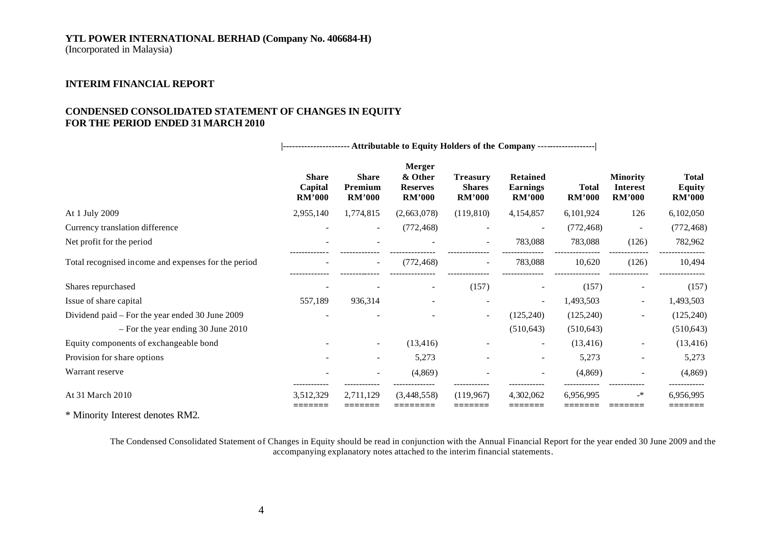**YTL POWER INTERNATIONAL BERHAD (Company No. 406684-H)**
(Incorporated in Malaysia)

**INTERIM FINANCIAL REPORT**

**CONDENSED CONSOLIDATED STATEMENT OF CHANGES IN EQUITY**
**FOR THE PERIOD ENDED 31 MARCH 2010**

| | Attributable to Equity Holders of the Company | | | | | | | |
|---|---|---|---|---|---|---|---|---|
| | **Share Capital RM'000** | **Share Premium RM'000** | **Merger & Other Reserves RM'000** | **Treasury Shares RM'000** | **Retained Earnings RM'000** | **Total RM'000** | **Minority Interest RM'000** | **Total Equity RM'000** |
| At 1 July 2009 | 2,955,140 | 1,774,815 | (2,663,078) | (119,810) | 4,154,857 | 6,101,924 | 126 | 6,102,050 |
| Currency translation difference | - | - | (772,468) | - | - | (772,468) | - | (772,468) |
| Net profit for the period | - | - | - | - | 783,088 | 783,088 | (126) | 782,962 |
| Total recognised income and expenses for the period | - | - | (772,468) | - | 783,088 | 10,620 | (126) | 10,494 |
| Shares repurchased | - | - | - | (157) | - | (157) | - | (157) |
| Issue of share capital | 557,189 | 936,314 | - | - | - | 1,493,503 | - | 1,493,503 |
| Dividend paid – For the year ended 30 June 2009 | - | - | - | - | (125,240) | (125,240) | - | (125,240) |
| – For the year ending 30 June 2010 | | | | | (510,643) | (510,643) | | (510,643) |
| Equity components of exchangeable bond | - | - | (13,416) | - | - | (13,416) | - | (13,416) |
| Provision for share options | - | - | 5,273 | - | - | 5,273 | - | 5,273 |
| Warrant reserve | - | - | (4,869) | - | - | (4,869) | - | (4,869) |
| At 31 March 2010 | 3,512,329 | 2,711,129 | (3,448,558) | (119,967) | 4,302,062 | 6,956,995 | -* | 6,956,995 |

\* Minority Interest denotes RM2.

The Condensed Consolidated Statement of Changes in Equity should be read in conjunction with the Annual Financial Report for the year ended 30 June 2009 and the accompanying explanatory notes attached to the interim financial statements.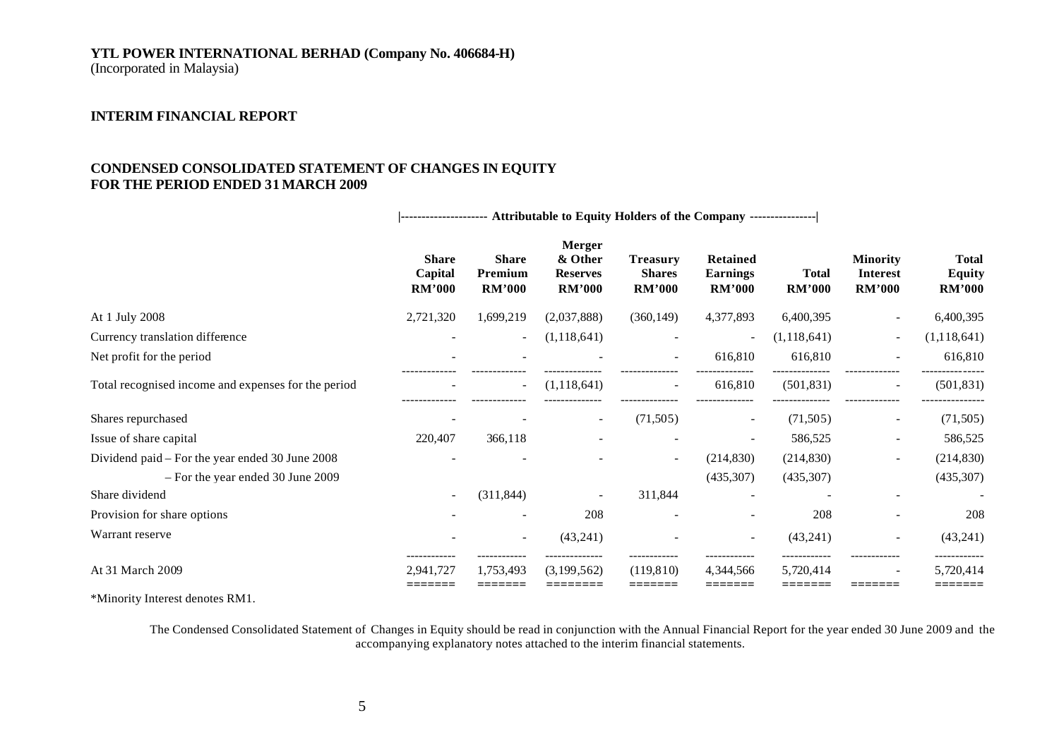**YTL POWER INTERNATIONAL BERHAD (Company No. 406684-H)**
(Incorporated in Malaysia)

**INTERIM FINANCIAL REPORT**

**CONDENSED CONSOLIDATED STATEMENT OF CHANGES IN EQUITY**
**FOR THE PERIOD ENDED 31 MARCH 2009**

| | \|------- Attributable to Equity Holders of the Company -------\| | | | | | | | |
|---|---|---|---|---|---|---|---|---|
| | **Share Capital RM'000** | **Share Premium RM'000** | **Merger & Other Reserves RM'000** | **Treasury Shares RM'000** | **Retained Earnings RM'000** | **Total RM'000** | **Minority Interest RM'000** | **Total Equity RM'000** |
| At 1 July 2008 | 2,721,320 | 1,699,219 | (2,037,888) | (360,149) | 4,377,893 | 6,400,395 | - | 6,400,395 |
| Currency translation difference | - | - | (1,118,641) | - | - | (1,118,641) | - | (1,118,641) |
| Net profit for the period | - | - | - | - | 616,810 | 616,810 | - | 616,810 |
| Total recognised income and expenses for the period | - | - | (1,118,641) | - | 616,810 | (501,831) | - | (501,831) |
| Shares repurchased | - | - | - | (71,505) | - | (71,505) | - | (71,505) |
| Issue of share capital | 220,407 | 366,118 | - | - | - | 586,525 | - | 586,525 |
| Dividend paid – For the year ended 30 June 2008 | - | - | - | - | (214,830) | (214,830) | - | (214,830) |
| – For the year ended 30 June 2009 | | | | | (435,307) | (435,307) | | (435,307) |
| Share dividend | - | (311,844) | - | 311,844 | - | - | - | - |
| Provision for share options | - | - | 208 | - | - | 208 | - | 208 |
| Warrant reserve | - | - | (43,241) | - | - | (43,241) | - | (43,241) |
| At 31 March 2009 | 2,941,727 | 1,753,493 | (3,199,562) | (119,810) | 4,344,566 | 5,720,414 | - | 5,720,414 |

*Minority Interest denotes RM1.

The Condensed Consolidated Statement of Changes in Equity should be read in conjunction with the Annual Financial Report for the year ended 30 June 2009 and the accompanying explanatory notes attached to the interim financial statements.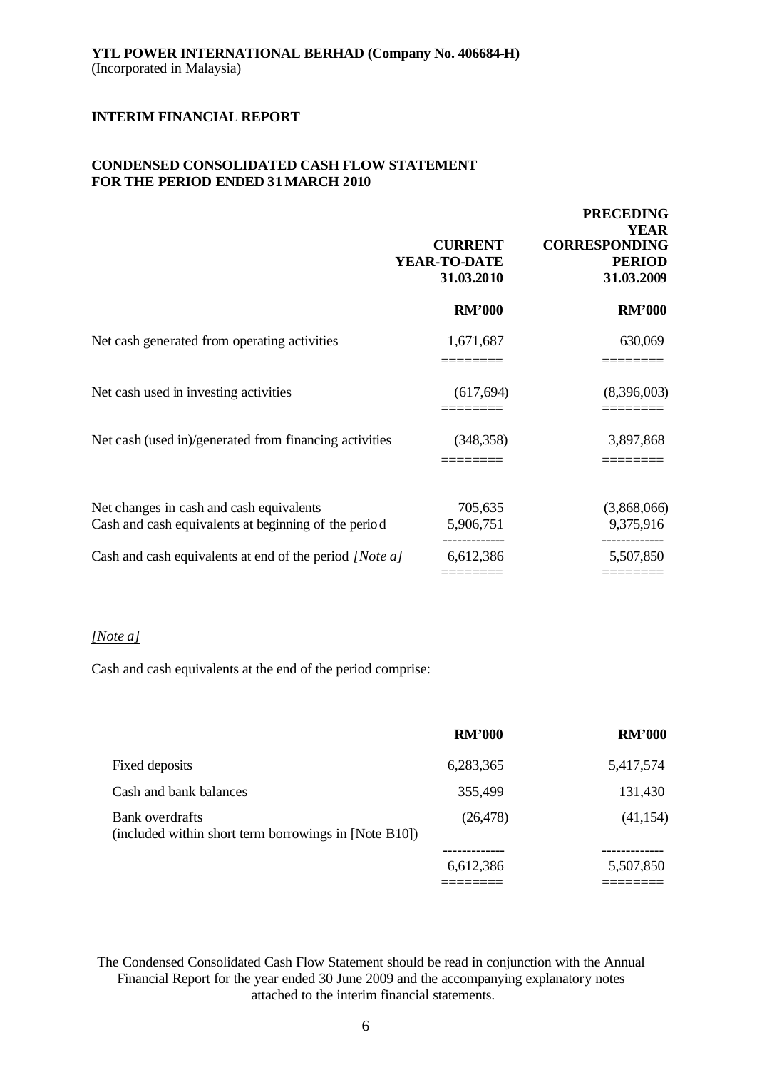**YTL POWER INTERNATIONAL BERHAD (Company No. 406684-H)**
(Incorporated in Malaysia)

## INTERIM FINANCIAL REPORT

### CONDENSED CONSOLIDATED CASH FLOW STATEMENT FOR THE PERIOD ENDED 31 MARCH 2010

| | CURRENT YEAR-TO-DATE 31.03.2010 | PRECEDING YEAR CORRESPONDING PERIOD 31.03.2009 |
|---|---|---|
| | RM'000 | RM'000 |
| Net cash generated from operating activities | 1,671,687 | 630,069 |
| Net cash used in investing activities | (617,694) | (8,396,003) |
| Net cash (used in)/generated from financing activities | (348,358) | 3,897,868 |
| Net changes in cash and cash equivalents | 705,635 | (3,868,066) |
| Cash and cash equivalents at beginning of the period | 5,906,751 | 9,375,916 |
| Cash and cash equivalents at end of the period *[Note a]* | 6,612,386 | 5,507,850 |

*[Note a]*

Cash and cash equivalents at the end of the period comprise:

| | RM'000 | RM'000 |
|---|---|---|
| Fixed deposits | 6,283,365 | 5,417,574 |
| Cash and bank balances | 355,499 | 131,430 |
| Bank overdrafts (included within short term borrowings in [Note B10]) | (26,478) | (41,154) |
| | 6,612,386 | 5,507,850 |

The Condensed Consolidated Cash Flow Statement should be read in conjunction with the Annual Financial Report for the year ended 30 June 2009 and the accompanying explanatory notes attached to the interim financial statements.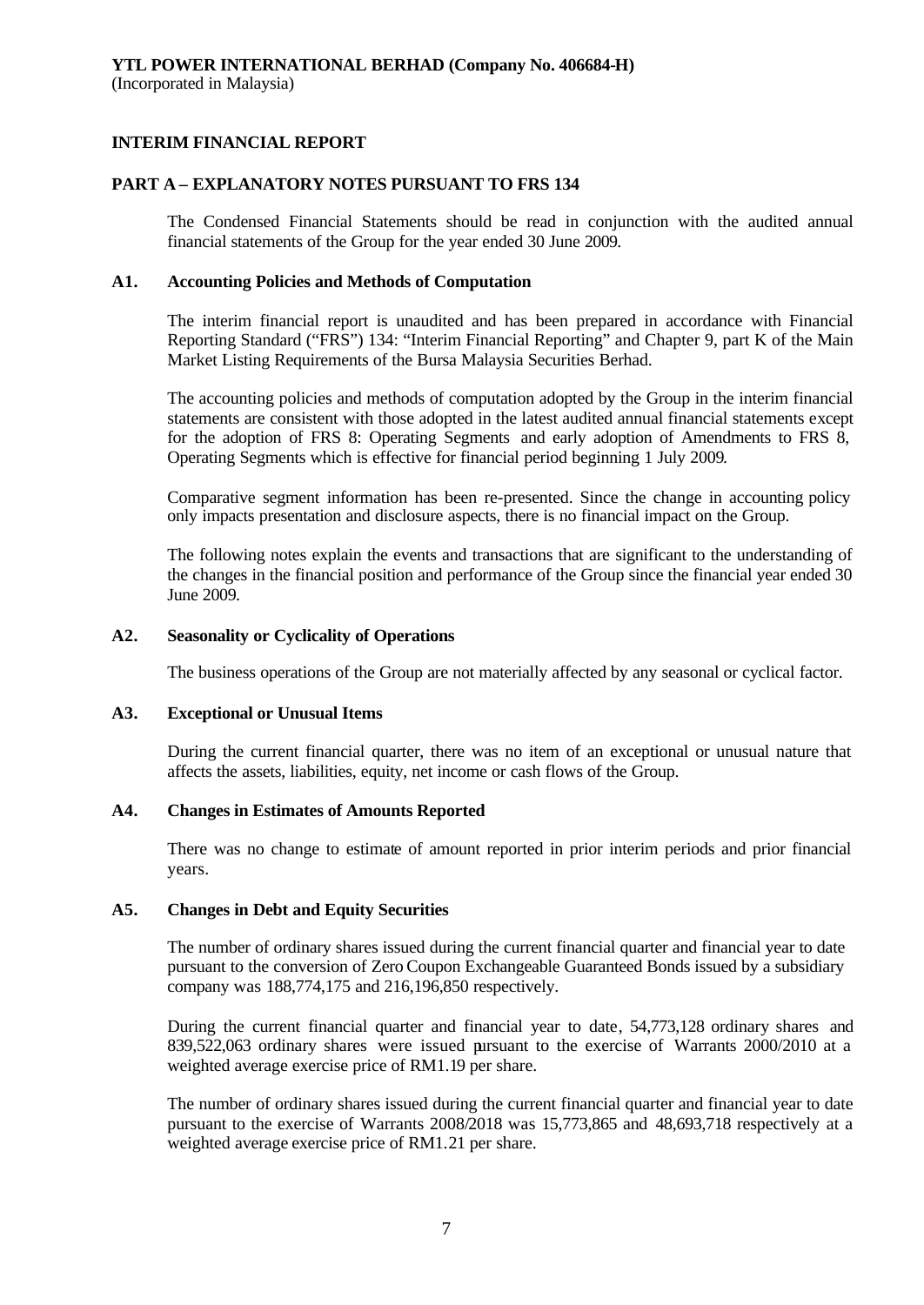**YTL POWER INTERNATIONAL BERHAD (Company No. 406684-H)**
(Incorporated in Malaysia)

**INTERIM FINANCIAL REPORT**

**PART A – EXPLANATORY NOTES PURSUANT TO FRS 134**

The Condensed Financial Statements should be read in conjunction with the audited annual financial statements of the Group for the year ended 30 June 2009.

**A1. Accounting Policies and Methods of Computation**

The interim financial report is unaudited and has been prepared in accordance with Financial Reporting Standard ("FRS") 134: "Interim Financial Reporting" and Chapter 9, part K of the Main Market Listing Requirements of the Bursa Malaysia Securities Berhad.

The accounting policies and methods of computation adopted by the Group in the interim financial statements are consistent with those adopted in the latest audited annual financial statements except for the adoption of FRS 8: Operating Segments and early adoption of Amendments to FRS 8, Operating Segments which is effective for financial period beginning 1 July 2009.

Comparative segment information has been re-presented. Since the change in accounting policy only impacts presentation and disclosure aspects, there is no financial impact on the Group.

The following notes explain the events and transactions that are significant to the understanding of the changes in the financial position and performance of the Group since the financial year ended 30 June 2009.

**A2. Seasonality or Cyclicality of Operations**

The business operations of the Group are not materially affected by any seasonal or cyclical factor.

**A3. Exceptional or Unusual Items**

During the current financial quarter, there was no item of an exceptional or unusual nature that affects the assets, liabilities, equity, net income or cash flows of the Group.

**A4. Changes in Estimates of Amounts Reported**

There was no change to estimate of amount reported in prior interim periods and prior financial years.

**A5. Changes in Debt and Equity Securities**

The number of ordinary shares issued during the current financial quarter and financial year to date pursuant to the conversion of Zero Coupon Exchangeable Guaranteed Bonds issued by a subsidiary company was 188,774,175 and 216,196,850 respectively.

During the current financial quarter and financial year to date, 54,773,128 ordinary shares and 839,522,063 ordinary shares were issued pursuant to the exercise of Warrants 2000/2010 at a weighted average exercise price of RM1.19 per share.

The number of ordinary shares issued during the current financial quarter and financial year to date pursuant to the exercise of Warrants 2008/2018 was 15,773,865 and 48,693,718 respectively at a weighted average exercise price of RM1.21 per share.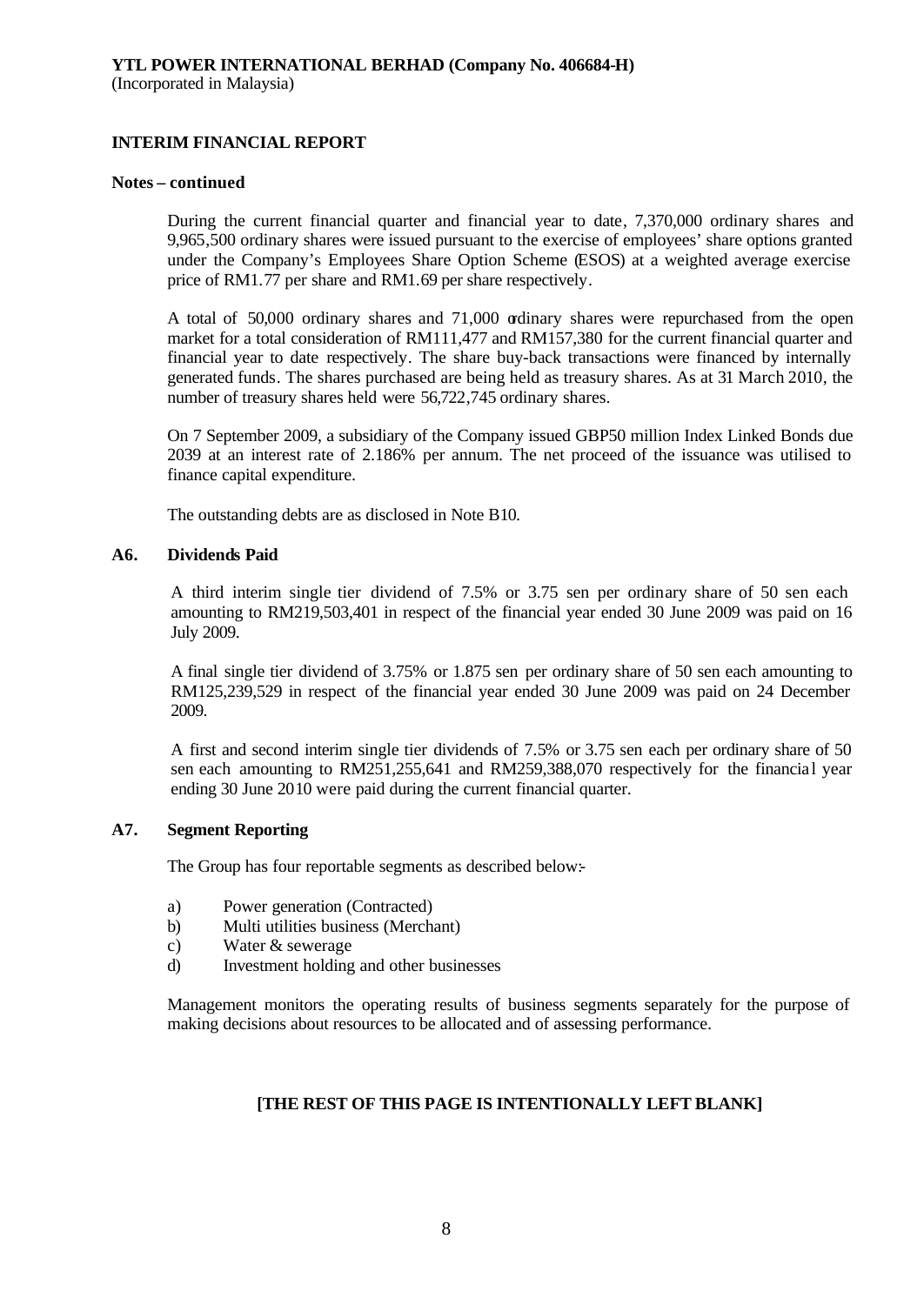**YTL POWER INTERNATIONAL BERHAD (Company No. 406684-H)**
(Incorporated in Malaysia)

**INTERIM FINANCIAL REPORT**

**Notes – continued**

During the current financial quarter and financial year to date, 7,370,000 ordinary shares and 9,965,500 ordinary shares were issued pursuant to the exercise of employees' share options granted under the Company's Employees Share Option Scheme (ESOS) at a weighted average exercise price of RM1.77 per share and RM1.69 per share respectively.

A total of 50,000 ordinary shares and 71,000 ordinary shares were repurchased from the open market for a total consideration of RM111,477 and RM157,380 for the current financial quarter and financial year to date respectively. The share buy-back transactions were financed by internally generated funds. The shares purchased are being held as treasury shares. As at 31 March 2010, the number of treasury shares held were 56,722,745 ordinary shares.

On 7 September 2009, a subsidiary of the Company issued GBP50 million Index Linked Bonds due 2039 at an interest rate of 2.186% per annum. The net proceed of the issuance was utilised to finance capital expenditure.

The outstanding debts are as disclosed in Note B10.

### A6. Dividends Paid

A third interim single tier dividend of 7.5% or 3.75 sen per ordinary share of 50 sen each amounting to RM219,503,401 in respect of the financial year ended 30 June 2009 was paid on 16 July 2009.

A final single tier dividend of 3.75% or 1.875 sen per ordinary share of 50 sen each amounting to RM125,239,529 in respect of the financial year ended 30 June 2009 was paid on 24 December 2009.

A first and second interim single tier dividends of 7.5% or 3.75 sen each per ordinary share of 50 sen each amounting to RM251,255,641 and RM259,388,070 respectively for the financial year ending 30 June 2010 were paid during the current financial quarter.

### A7. Segment Reporting

The Group has four reportable segments as described below:-

a) Power generation (Contracted)
b) Multi utilities business (Merchant)
c) Water & sewerage
d) Investment holding and other businesses

Management monitors the operating results of business segments separately for the purpose of making decisions about resources to be allocated and of assessing performance.

**[THE REST OF THIS PAGE IS INTENTIONALLY LEFT BLANK]**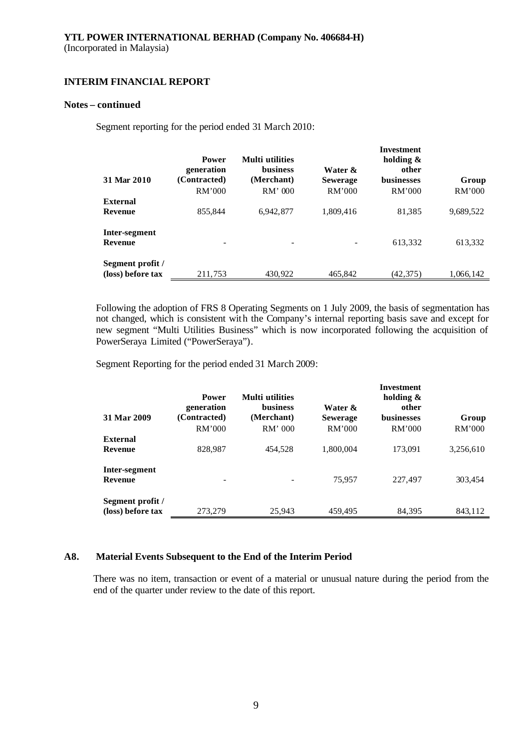**YTL POWER INTERNATIONAL BERHAD (Company No. 406684-H)**
(Incorporated in Malaysia)

## INTERIM FINANCIAL REPORT

**Notes – continued**

Segment reporting for the period ended 31 March 2010:

| 31 Mar 2010 | Power generation (Contracted) | Multi utilities business (Merchant) | Water & Sewerage | Investment holding & other businesses | Group |
|---|---|---|---|---|---|
| | RM'000 | RM' 000 | RM'000 | RM'000 | RM'000 |
| **External Revenue** | 855,844 | 6,942,877 | 1,809,416 | 81,385 | 9,689,522 |
| **Inter-segment Revenue** | - | - | - | 613,332 | 613,332 |
| **Segment profit / (loss) before tax** | 211,753 | 430,922 | 465,842 | (42,375) | 1,066,142 |

Following the adoption of FRS 8 Operating Segments on 1 July 2009, the basis of segmentation has not changed, which is consistent with the Company's internal reporting basis save and except for new segment "Multi Utilities Business" which is now incorporated following the acquisition of PowerSeraya Limited ("PowerSeraya").

Segment Reporting for the period ended 31 March 2009:

| 31 Mar 2009 | Power generation (Contracted) | Multi utilities business (Merchant) | Water & Sewerage | Investment holding & other businesses | Group |
|---|---|---|---|---|---|
| | RM'000 | RM' 000 | RM'000 | RM'000 | RM'000 |
| **External Revenue** | 828,987 | 454,528 | 1,800,004 | 173,091 | 3,256,610 |
| **Inter-segment Revenue** | - | - | 75,957 | 227,497 | 303,454 |
| **Segment profit / (loss) before tax** | 273,279 | 25,943 | 459,495 | 84,395 | 843,112 |

### A8. Material Events Subsequent to the End of the Interim Period

There was no item, transaction or event of a material or unusual nature during the period from the end of the quarter under review to the date of this report.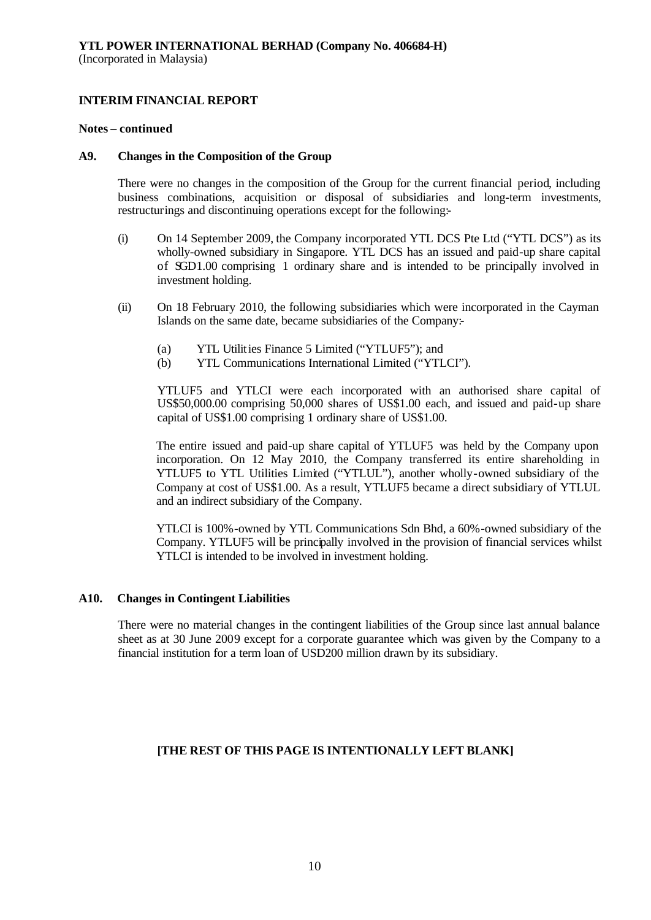**YTL POWER INTERNATIONAL BERHAD (Company No. 406684-H)**
(Incorporated in Malaysia)

**INTERIM FINANCIAL REPORT**

**Notes – continued**

**A9. Changes in the Composition of the Group**

There were no changes in the composition of the Group for the current financial period, including business combinations, acquisition or disposal of subsidiaries and long-term investments, restructurings and discontinuing operations except for the following:-

(i) On 14 September 2009, the Company incorporated YTL DCS Pte Ltd ("YTL DCS") as its wholly-owned subsidiary in Singapore. YTL DCS has an issued and paid-up share capital of SGD1.00 comprising 1 ordinary share and is intended to be principally involved in investment holding.

(ii) On 18 February 2010, the following subsidiaries which were incorporated in the Cayman Islands on the same date, became subsidiaries of the Company:-

(a) YTL Utilities Finance 5 Limited ("YTLUF5"); and
(b) YTL Communications International Limited ("YTLCI").

YTLUF5 and YTLCI were each incorporated with an authorised share capital of US$50,000.00 comprising 50,000 shares of US$1.00 each, and issued and paid-up share capital of US$1.00 comprising 1 ordinary share of US$1.00.

The entire issued and paid-up share capital of YTLUF5 was held by the Company upon incorporation. On 12 May 2010, the Company transferred its entire shareholding in YTLUF5 to YTL Utilities Limited ("YTLUL"), another wholly-owned subsidiary of the Company at cost of US$1.00. As a result, YTLUF5 became a direct subsidiary of YTLUL and an indirect subsidiary of the Company.

YTLCI is 100%-owned by YTL Communications Sdn Bhd, a 60%-owned subsidiary of the Company. YTLUF5 will be principally involved in the provision of financial services whilst YTLCI is intended to be involved in investment holding.

**A10. Changes in Contingent Liabilities**

There were no material changes in the contingent liabilities of the Group since last annual balance sheet as at 30 June 2009 except for a corporate guarantee which was given by the Company to a financial institution for a term loan of USD200 million drawn by its subsidiary.

**[THE REST OF THIS PAGE IS INTENTIONALLY LEFT BLANK]**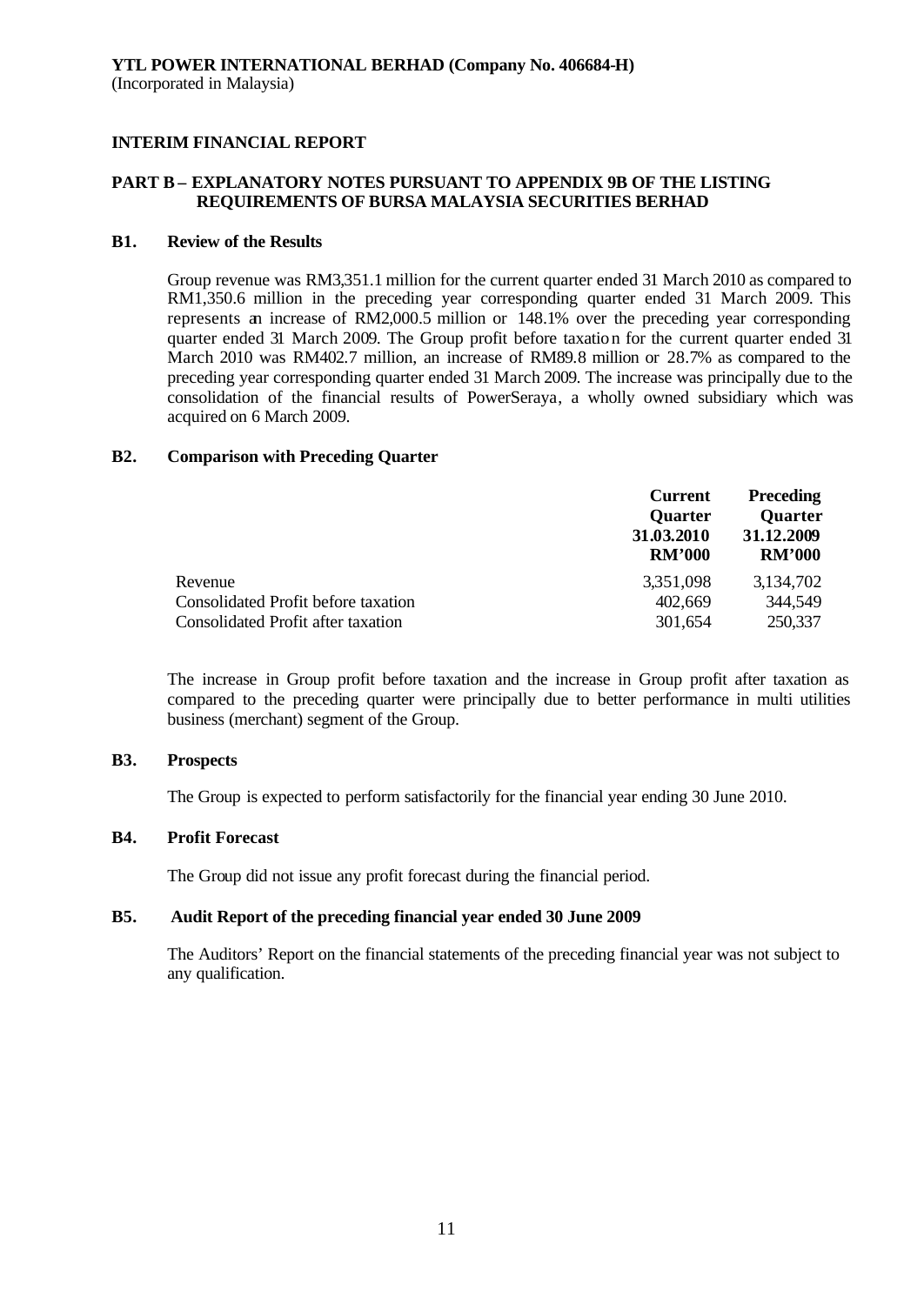**YTL POWER INTERNATIONAL BERHAD (Company No. 406684-H)**
(Incorporated in Malaysia)

**INTERIM FINANCIAL REPORT**

**PART B – EXPLANATORY NOTES PURSUANT TO APPENDIX 9B OF THE LISTING REQUIREMENTS OF BURSA MALAYSIA SECURITIES BERHAD**

**B1. Review of the Results**

Group revenue was RM3,351.1 million for the current quarter ended 31 March 2010 as compared to RM1,350.6 million in the preceding year corresponding quarter ended 31 March 2009. This represents an increase of RM2,000.5 million or 148.1% over the preceding year corresponding quarter ended 31 March 2009. The Group profit before taxation for the current quarter ended 31 March 2010 was RM402.7 million, an increase of RM89.8 million or 28.7% as compared to the preceding year corresponding quarter ended 31 March 2009. The increase was principally due to the consolidation of the financial results of PowerSeraya, a wholly owned subsidiary which was acquired on 6 March 2009.

**B2. Comparison with Preceding Quarter**

| | **Current Quarter 31.03.2010 RM'000** | **Preceding Quarter 31.12.2009 RM'000** |
|---|---|---|
| Revenue | 3,351,098 | 3,134,702 |
| Consolidated Profit before taxation | 402,669 | 344,549 |
| Consolidated Profit after taxation | 301,654 | 250,337 |

The increase in Group profit before taxation and the increase in Group profit after taxation as compared to the preceding quarter were principally due to better performance in multi utilities business (merchant) segment of the Group.

**B3. Prospects**

The Group is expected to perform satisfactorily for the financial year ending 30 June 2010.

**B4. Profit Forecast**

The Group did not issue any profit forecast during the financial period.

**B5. Audit Report of the preceding financial year ended 30 June 2009**

The Auditors' Report on the financial statements of the preceding financial year was not subject to any qualification.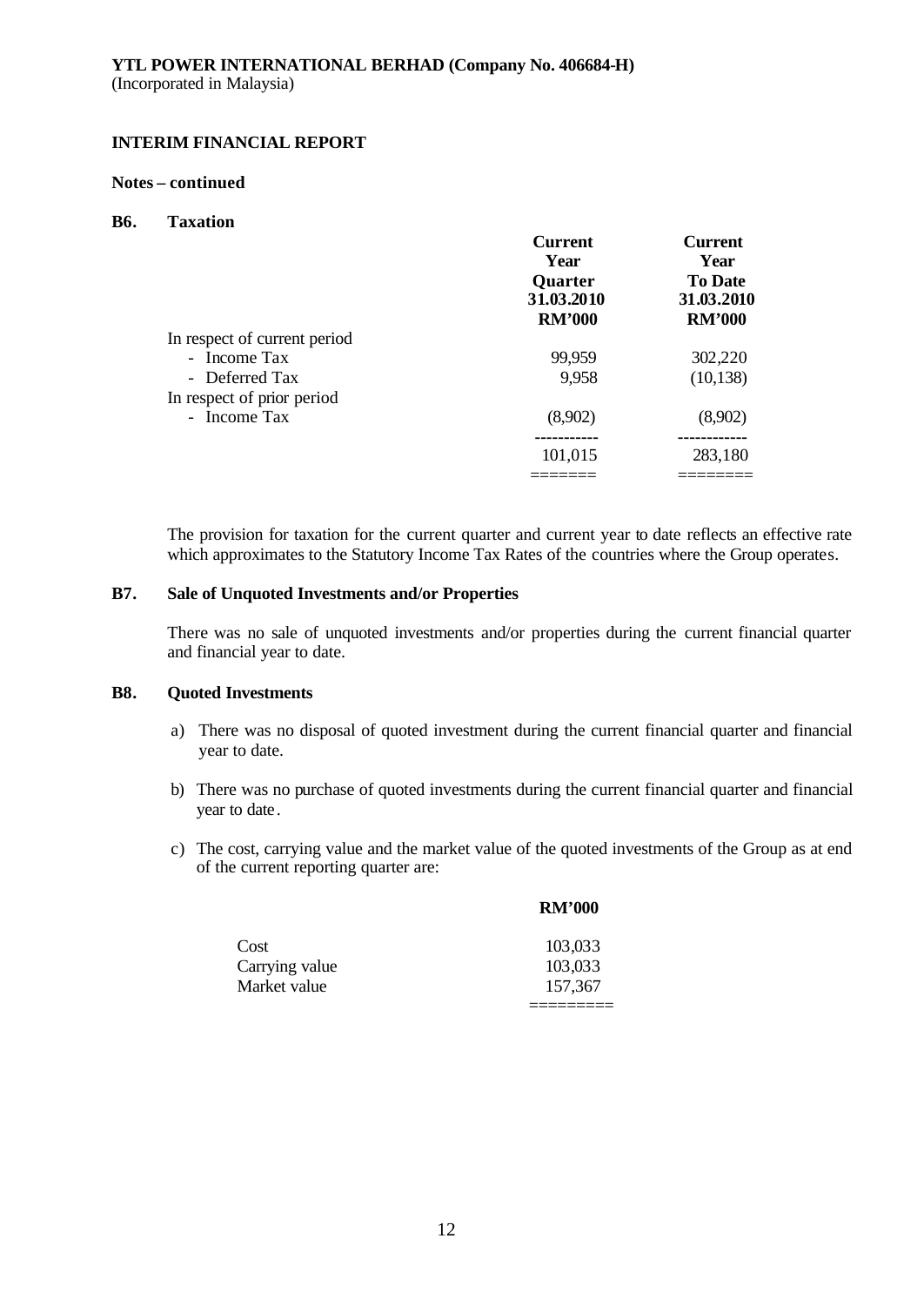**YTL POWER INTERNATIONAL BERHAD (Company No. 406684-H)**
(Incorporated in Malaysia)

**INTERIM FINANCIAL REPORT**

**Notes – continued**

**B6. Taxation**

| | Current Year Quarter 31.03.2010 RM'000 | Current Year To Date 31.03.2010 RM'000 |
|---|---|---|
| In respect of current period | | |
| - Income Tax | 99,959 | 302,220 |
| - Deferred Tax | 9,958 | (10,138) |
| In respect of prior period | | |
| - Income Tax | (8,902) | (8,902) |
| | 101,015 | 283,180 |

The provision for taxation for the current quarter and current year to date reflects an effective rate which approximates to the Statutory Income Tax Rates of the countries where the Group operates.

**B7. Sale of Unquoted Investments and/or Properties**

There was no sale of unquoted investments and/or properties during the current financial quarter and financial year to date.

**B8. Quoted Investments**

a) There was no disposal of quoted investment during the current financial quarter and financial year to date.

b) There was no purchase of quoted investments during the current financial quarter and financial year to date.

c) The cost, carrying value and the market value of the quoted investments of the Group as at end of the current reporting quarter are:

| | RM'000 |
|---|---|
| Cost | 103,033 |
| Carrying value | 103,033 |
| Market value | 157,367 |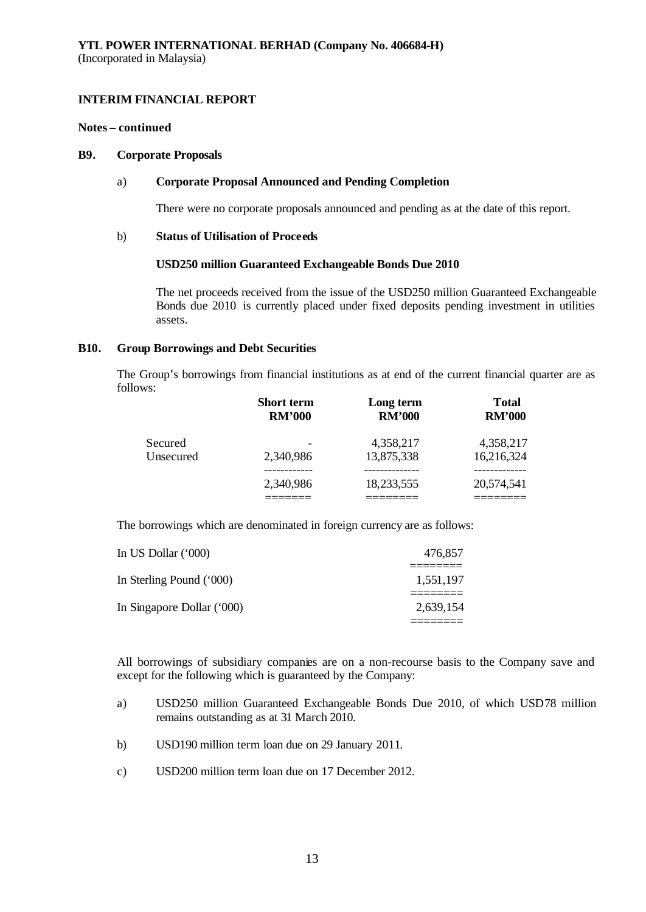**YTL POWER INTERNATIONAL BERHAD (Company No. 406684-H)**
(Incorporated in Malaysia)

**INTERIM FINANCIAL REPORT**

**Notes – continued**

**B9. Corporate Proposals**

a) **Corporate Proposal Announced and Pending Completion**

There were no corporate proposals announced and pending as at the date of this report.

b) **Status of Utilisation of Proceeds**

**USD250 million Guaranteed Exchangeable Bonds Due 2010**

The net proceeds received from the issue of the USD250 million Guaranteed Exchangeable Bonds due 2010 is currently placed under fixed deposits pending investment in utilities assets.

**B10. Group Borrowings and Debt Securities**

The Group's borrowings from financial institutions as at end of the current financial quarter are as follows:

| | Short term RM'000 | Long term RM'000 | Total RM'000 |
|---|---|---|---|
| Secured | - | 4,358,217 | 4,358,217 |
| Unsecured | 2,340,986 | 13,875,338 | 16,216,324 |
| | 2,340,986 | 18,233,555 | 20,574,541 |

The borrowings which are denominated in foreign currency are as follows:

| | |
|---|---|
| In US Dollar ('000) | 476,857 |
| In Sterling Pound ('000) | 1,551,197 |
| In Singapore Dollar ('000) | 2,639,154 |

All borrowings of subsidiary companies are on a non-recourse basis to the Company save and except for the following which is guaranteed by the Company:

a) USD250 million Guaranteed Exchangeable Bonds Due 2010, of which USD78 million remains outstanding as at 31 March 2010.

b) USD190 million term loan due on 29 January 2011.

c) USD200 million term loan due on 17 December 2012.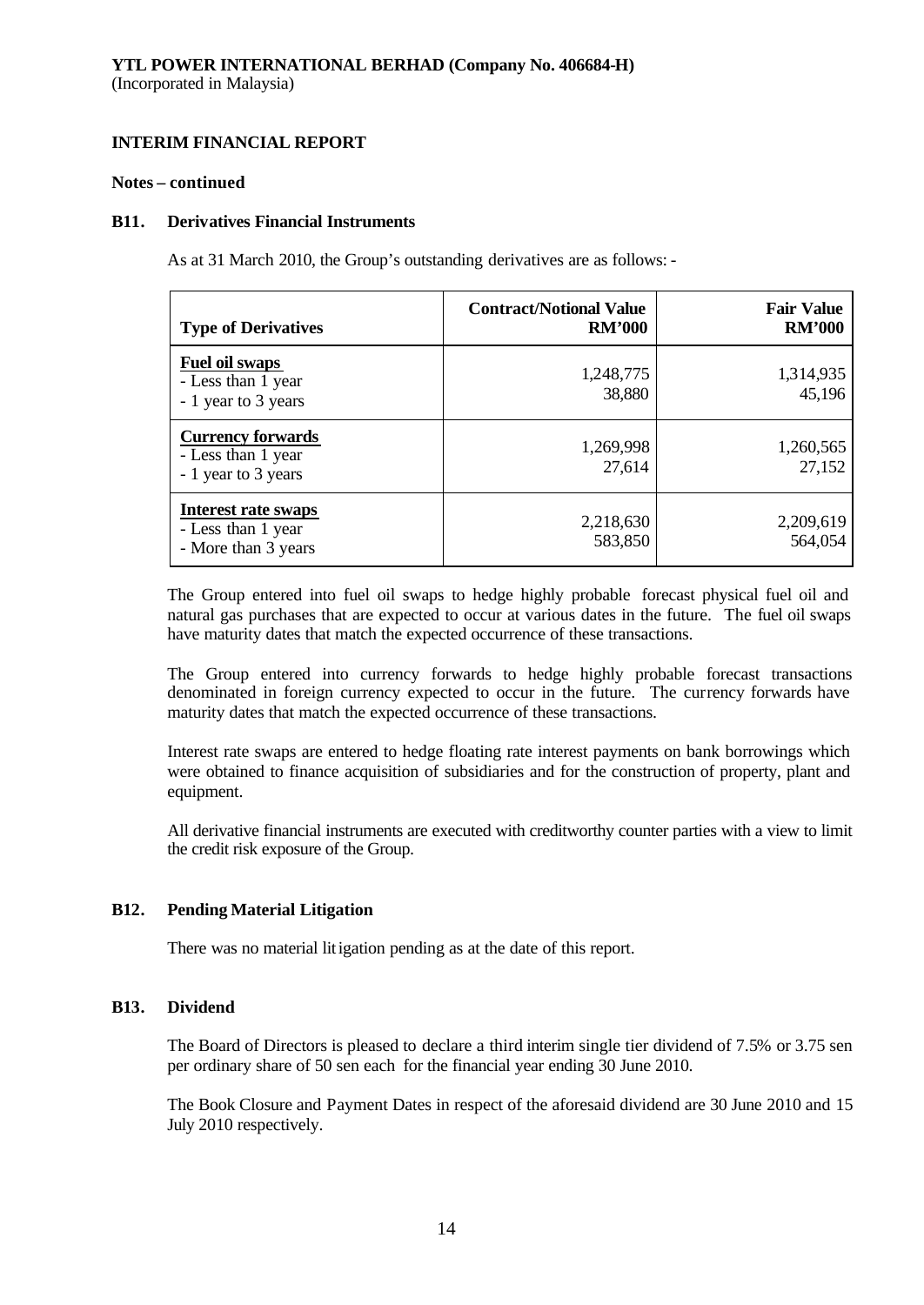**YTL POWER INTERNATIONAL BERHAD (Company No. 406684-H)**
(Incorporated in Malaysia)

**INTERIM FINANCIAL REPORT**

**Notes – continued**

**B11. Derivatives Financial Instruments**

As at 31 March 2010, the Group's outstanding derivatives are as follows: -

| Type of Derivatives | Contract/Notional Value RM'000 | Fair Value RM'000 |
|---|---|---|
| **Fuel oil swaps** | | |
| - Less than 1 year | 1,248,775 | 1,314,935 |
| - 1 year to 3 years | 38,880 | 45,196 |
| **Currency forwards** | | |
| - Less than 1 year | 1,269,998 | 1,260,565 |
| - 1 year to 3 years | 27,614 | 27,152 |
| **Interest rate swaps** | | |
| - Less than 1 year | 2,218,630 | 2,209,619 |
| - More than 3 years | 583,850 | 564,054 |

The Group entered into fuel oil swaps to hedge highly probable forecast physical fuel oil and natural gas purchases that are expected to occur at various dates in the future. The fuel oil swaps have maturity dates that match the expected occurrence of these transactions.

The Group entered into currency forwards to hedge highly probable forecast transactions denominated in foreign currency expected to occur in the future. The currency forwards have maturity dates that match the expected occurrence of these transactions.

Interest rate swaps are entered to hedge floating rate interest payments on bank borrowings which were obtained to finance acquisition of subsidiaries and for the construction of property, plant and equipment.

All derivative financial instruments are executed with creditworthy counter parties with a view to limit the credit risk exposure of the Group.

**B12. Pending Material Litigation**

There was no material litigation pending as at the date of this report.

**B13. Dividend**

The Board of Directors is pleased to declare a third interim single tier dividend of 7.5% or 3.75 sen per ordinary share of 50 sen each for the financial year ending 30 June 2010.

The Book Closure and Payment Dates in respect of the aforesaid dividend are 30 June 2010 and 15 July 2010 respectively.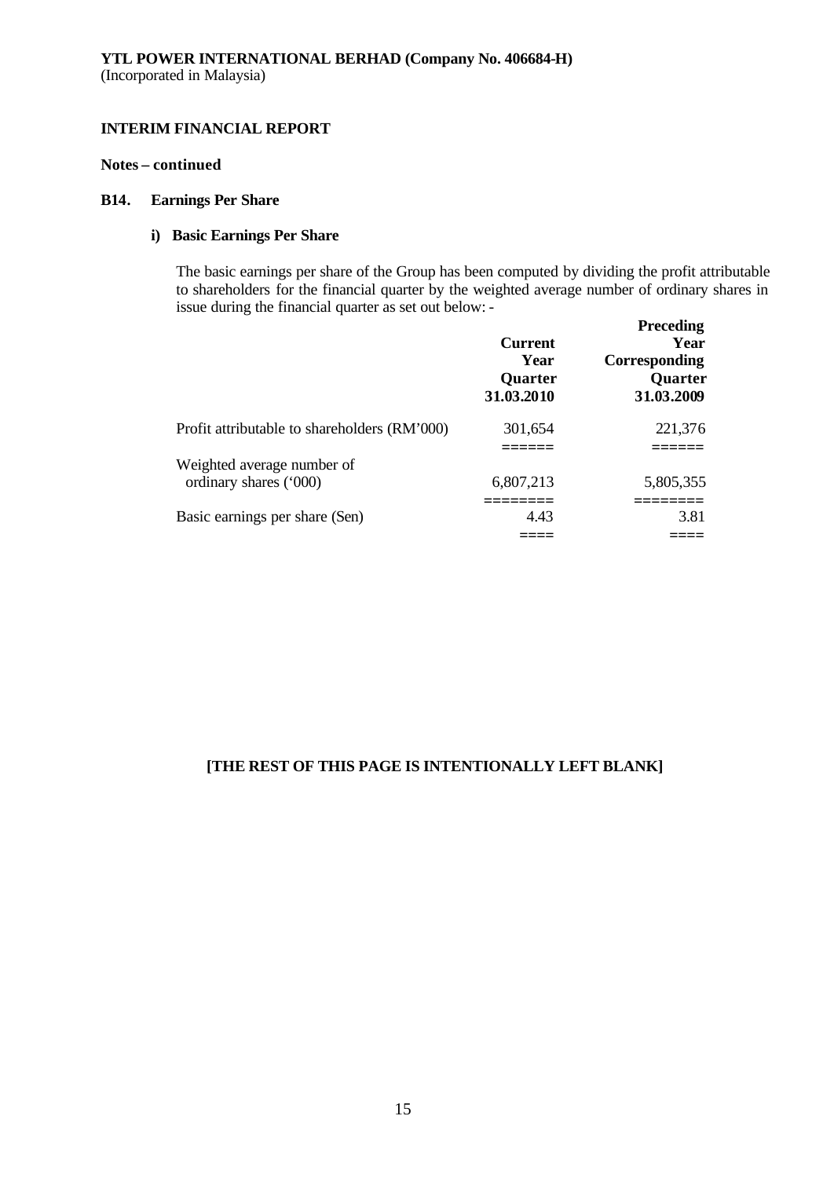**YTL POWER INTERNATIONAL BERHAD (Company No. 406684-H)**
(Incorporated in Malaysia)

**INTERIM FINANCIAL REPORT**

**Notes – continued**

**B14. Earnings Per Share**

**i) Basic Earnings Per Share**

The basic earnings per share of the Group has been computed by dividing the profit attributable to shareholders for the financial quarter by the weighted average number of ordinary shares in issue during the financial quarter as set out below: -

| | Current Year Quarter 31.03.2010 | Preceding Year Corresponding Quarter 31.03.2009 |
|---|---|---|
| Profit attributable to shareholders (RM'000) | 301,654 | 221,376 |
| Weighted average number of ordinary shares ('000) | 6,807,213 | 5,805,355 |
| Basic earnings per share (Sen) | 4.43 | 3.81 |

**[THE REST OF THIS PAGE IS INTENTIONALLY LEFT BLANK]**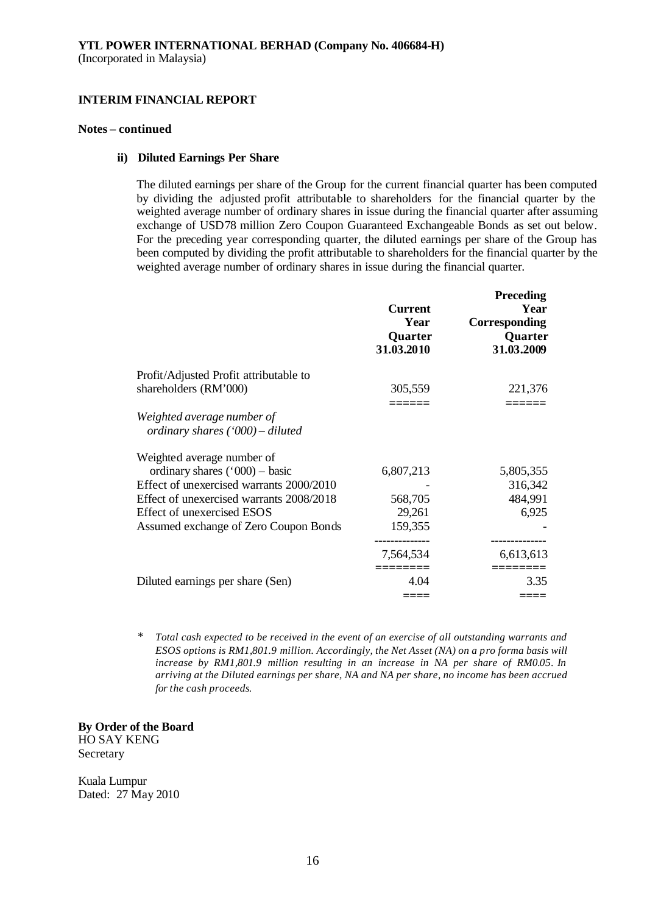**YTL POWER INTERNATIONAL BERHAD (Company No. 406684-H)**
(Incorporated in Malaysia)

**INTERIM FINANCIAL REPORT**

**Notes – continued**

**ii) Diluted Earnings Per Share**

The diluted earnings per share of the Group for the current financial quarter has been computed by dividing the adjusted profit attributable to shareholders for the financial quarter by the weighted average number of ordinary shares in issue during the financial quarter after assuming exchange of USD78 million Zero Coupon Guaranteed Exchangeable Bonds as set out below. For the preceding year corresponding quarter, the diluted earnings per share of the Group has been computed by dividing the profit attributable to shareholders for the financial quarter by the weighted average number of ordinary shares in issue during the financial quarter.

| | Current Year Quarter 31.03.2010 | Preceding Year Corresponding Quarter 31.03.2009 |
|---|---|---|
| Profit/Adjusted Profit attributable to shareholders (RM'000) | 305,559 | 221,376 |
| *Weighted average number of ordinary shares ('000) – diluted* | | |
| Weighted average number of ordinary shares ('000) – basic | 6,807,213 | 5,805,355 |
| Effect of unexercised warrants 2000/2010 | - | 316,342 |
| Effect of unexercised warrants 2008/2018 | 568,705 | 484,991 |
| Effect of unexercised ESOS | 29,261 | 6,925 |
| Assumed exchange of Zero Coupon Bonds | 159,355 | - |
| | 7,564,534 | 6,613,613 |
| Diluted earnings per share (Sen) | 4.04 | 3.35 |

\* *Total cash expected to be received in the event of an exercise of all outstanding warrants and ESOS options is RM1,801.9 million. Accordingly, the Net Asset (NA) on a pro forma basis will increase by RM1,801.9 million resulting in an increase in NA per share of RM0.05. In arriving at the Diluted earnings per share, NA and NA per share, no income has been accrued for the cash proceeds.*

**By Order of the Board**
HO SAY KENG
Secretary

Kuala Lumpur
Dated: 27 May 2010